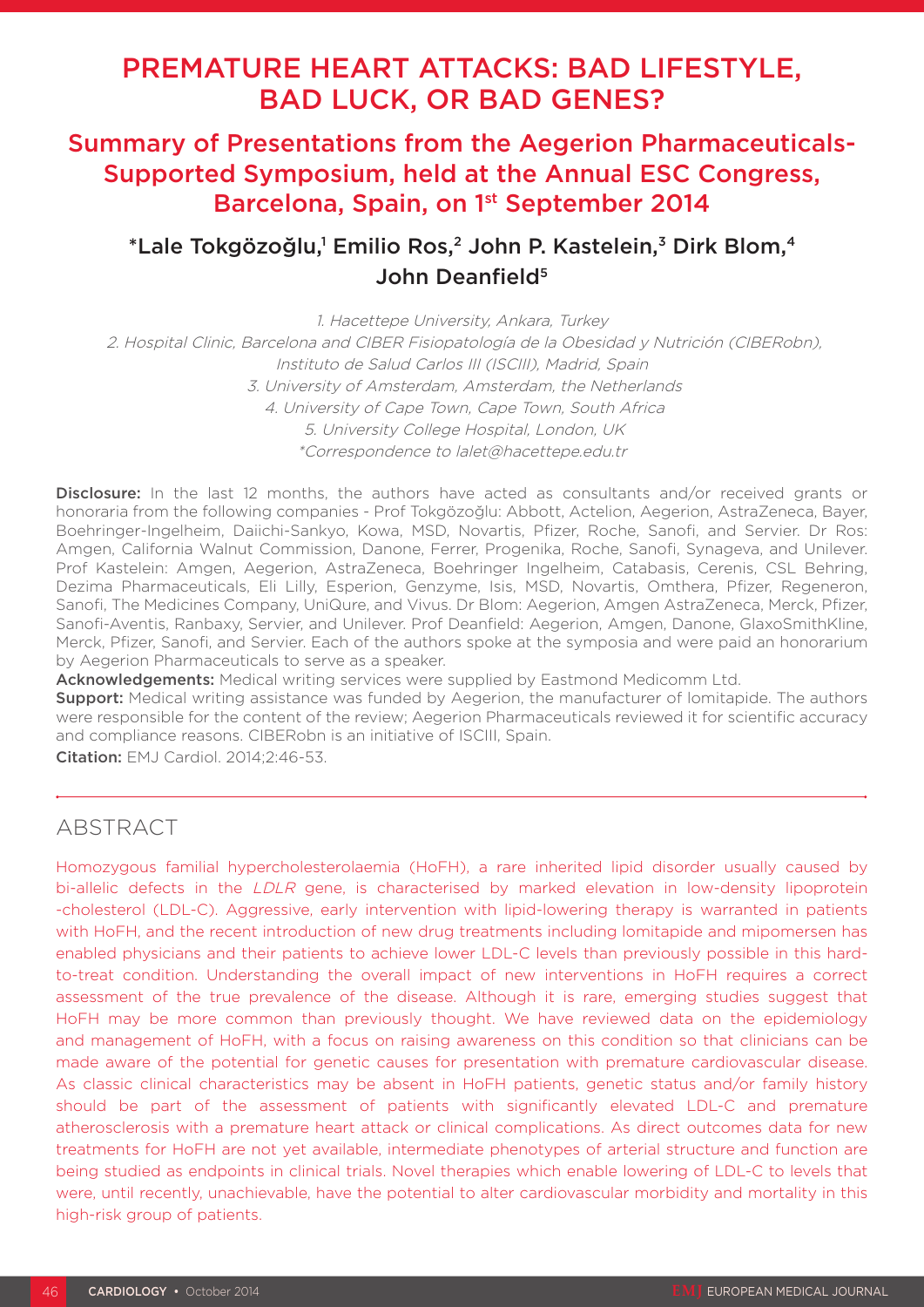# PREMATURE HEART ATTACKS: BAD LIFESTYLE, BAD LUCK, OR BAD GENES?

## Summary of Presentations from the Aegerion Pharmaceuticals-Supported Symposium, held at the Annual ESC Congress, Barcelona, Spain, on 1st September 2014

### *Lale Tokgözoğlu,[1] Emilio Ros,[2] John P. Kastelein,[3] Dirk Blom,[4] John Deanfield[5]

*1. Hacettepe University, Ankara, Turkey*
*2. Hospital Clinic, Barcelona and CIBER Fisiopatología de la Obesidad y Nutrición (CIBERobn), Instituto de Salud Carlos III (ISCIII), Madrid, Spain*
*3. University of Amsterdam, Amsterdam, the Netherlands*
*4. University of Cape Town, Cape Town, South Africa*
*5. University College Hospital, London, UK*
*\*Correspondence to lalet@hacettepe.edu.tr*

**Disclosure:** In the last 12 months, the authors have acted as consultants and/or received grants or honoraria from the following companies - Prof Tokgözoğlu: Abbott, Actelion, Aegerion, AstraZeneca, Bayer, Boehringer-Ingelheim, Daiichi-Sankyo, Kowa, MSD, Novartis, Pfizer, Roche, Sanofi, and Servier. Dr Ros: Amgen, California Walnut Commission, Danone, Ferrer, Progenika, Roche, Sanofi, Synageva, and Unilever. Prof Kastelein: Amgen, Aegerion, AstraZeneca, Boehringer Ingelheim, Catabasis, Cerenis, CSL Behring, Dezima Pharmaceuticals, Eli Lilly, Esperion, Genzyme, Isis, MSD, Novartis, Omthera, Pfizer, Regeneron, Sanofi, The Medicines Company, UniQure, and Vivus. Dr Blom: Aegerion, Amgen AstraZeneca, Merck, Pfizer, Sanofi-Aventis, Ranbaxy, Servier, and Unilever. Prof Deanfield: Aegerion, Amgen, Danone, GlaxoSmithKline, Merck, Pfizer, Sanofi, and Servier. Each of the authors spoke at the symposia and were paid an honorarium by Aegerion Pharmaceuticals to serve as a speaker.
**Acknowledgements:** Medical writing services were supplied by Eastmond Medicomm Ltd.
**Support:** Medical writing assistance was funded by Aegerion, the manufacturer of lomitapide. The authors were responsible for the content of the review; Aegerion Pharmaceuticals reviewed it for scientific accuracy and compliance reasons. CIBERobn is an initiative of ISCIII, Spain.
**Citation:** EMJ Cardiol. 2014;2:46-53.

## ABSTRACT

Homozygous familial hypercholesterolaemia (HoFH), a rare inherited lipid disorder usually caused by bi-allelic defects in the *LDLR* gene, is characterised by marked elevation in low-density lipoprotein -cholesterol (LDL-C). Aggressive, early intervention with lipid-lowering therapy is warranted in patients with HoFH, and the recent introduction of new drug treatments including lomitapide and mipomersen has enabled physicians and their patients to achieve lower LDL-C levels than previously possible in this hard-to-treat condition. Understanding the overall impact of new interventions in HoFH requires a correct assessment of the true prevalence of the disease. Although it is rare, emerging studies suggest that HoFH may be more common than previously thought. We have reviewed data on the epidemiology and management of HoFH, with a focus on raising awareness on this condition so that clinicians can be made aware of the potential for genetic causes for presentation with premature cardiovascular disease. As classic clinical characteristics may be absent in HoFH patients, genetic status and/or family history should be part of the assessment of patients with significantly elevated LDL-C and premature atherosclerosis with a premature heart attack or clinical complications. As direct outcomes data for new treatments for HoFH are not yet available, intermediate phenotypes of arterial structure and function are being studied as endpoints in clinical trials. Novel therapies which enable lowering of LDL-C to levels that were, until recently, unachievable, have the potential to alter cardiovascular morbidity and mortality in this high-risk group of patients.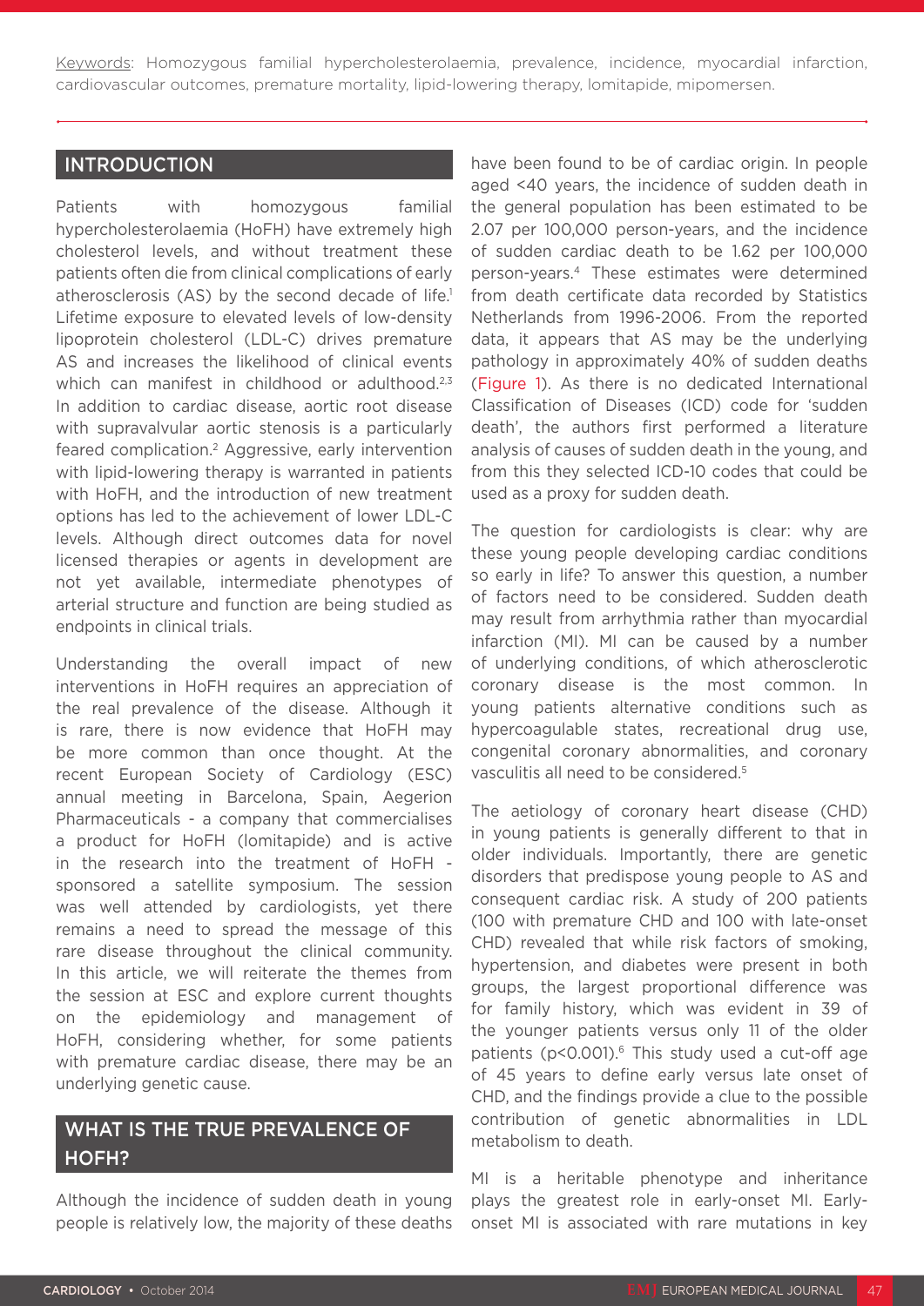Keywords: Homozygous familial hypercholesterolaemia, prevalence, incidence, myocardial infarction, cardiovascular outcomes, premature mortality, lipid-lowering therapy, lomitapide, mipomersen.

## INTRODUCTION

Patients with homozygous familial hypercholesterolaemia (HoFH) have extremely high cholesterol levels, and without treatment these patients often die from clinical complications of early atherosclerosis (AS) by the second decade of life.[1] Lifetime exposure to elevated levels of low-density lipoprotein cholesterol (LDL-C) drives premature AS and increases the likelihood of clinical events which can manifest in childhood or adulthood.[2,3] In addition to cardiac disease, aortic root disease with supravalvular aortic stenosis is a particularly feared complication.[2] Aggressive, early intervention with lipid-lowering therapy is warranted in patients with HoFH, and the introduction of new treatment options has led to the achievement of lower LDL-C levels. Although direct outcomes data for novel licensed therapies or agents in development are not yet available, intermediate phenotypes of arterial structure and function are being studied as endpoints in clinical trials.

Understanding the overall impact of new interventions in HoFH requires an appreciation of the real prevalence of the disease. Although it is rare, there is now evidence that HoFH may be more common than once thought. At the recent European Society of Cardiology (ESC) annual meeting in Barcelona, Spain, Aegerion Pharmaceuticals - a company that commercialises a product for HoFH (lomitapide) and is active in the research into the treatment of HoFH - sponsored a satellite symposium. The session was well attended by cardiologists, yet there remains a need to spread the message of this rare disease throughout the clinical community. In this article, we will reiterate the themes from the session at ESC and explore current thoughts on the epidemiology and management of HoFH, considering whether, for some patients with premature cardiac disease, there may be an underlying genetic cause.

## WHAT IS THE TRUE PREVALENCE OF HOFH?

Although the incidence of sudden death in young people is relatively low, the majority of these deaths have been found to be of cardiac origin. In people aged <40 years, the incidence of sudden death in the general population has been estimated to be 2.07 per 100,000 person-years, and the incidence of sudden cardiac death to be 1.62 per 100,000 person-years.[4] These estimates were determined from death certificate data recorded by Statistics Netherlands from 1996-2006. From the reported data, it appears that AS may be the underlying pathology in approximately 40% of sudden deaths (Figure 1). As there is no dedicated International Classification of Diseases (ICD) code for 'sudden death', the authors first performed a literature analysis of causes of sudden death in the young, and from this they selected ICD-10 codes that could be used as a proxy for sudden death.

The question for cardiologists is clear: why are these young people developing cardiac conditions so early in life? To answer this question, a number of factors need to be considered. Sudden death may result from arrhythmia rather than myocardial infarction (MI). MI can be caused by a number of underlying conditions, of which atherosclerotic coronary disease is the most common. In young patients alternative conditions such as hypercoagulable states, recreational drug use, congenital coronary abnormalities, and coronary vasculitis all need to be considered.[5]

The aetiology of coronary heart disease (CHD) in young patients is generally different to that in older individuals. Importantly, there are genetic disorders that predispose young people to AS and consequent cardiac risk. A study of 200 patients (100 with premature CHD and 100 with late-onset CHD) revealed that while risk factors of smoking, hypertension, and diabetes were present in both groups, the largest proportional difference was for family history, which was evident in 39 of the younger patients versus only 11 of the older patients ($p<0.001$).[6] This study used a cut-off age of 45 years to define early versus late onset of CHD, and the findings provide a clue to the possible contribution of genetic abnormalities in LDL metabolism to death.

MI is a heritable phenotype and inheritance plays the greatest role in early-onset MI. Early-onset MI is associated with rare mutations in key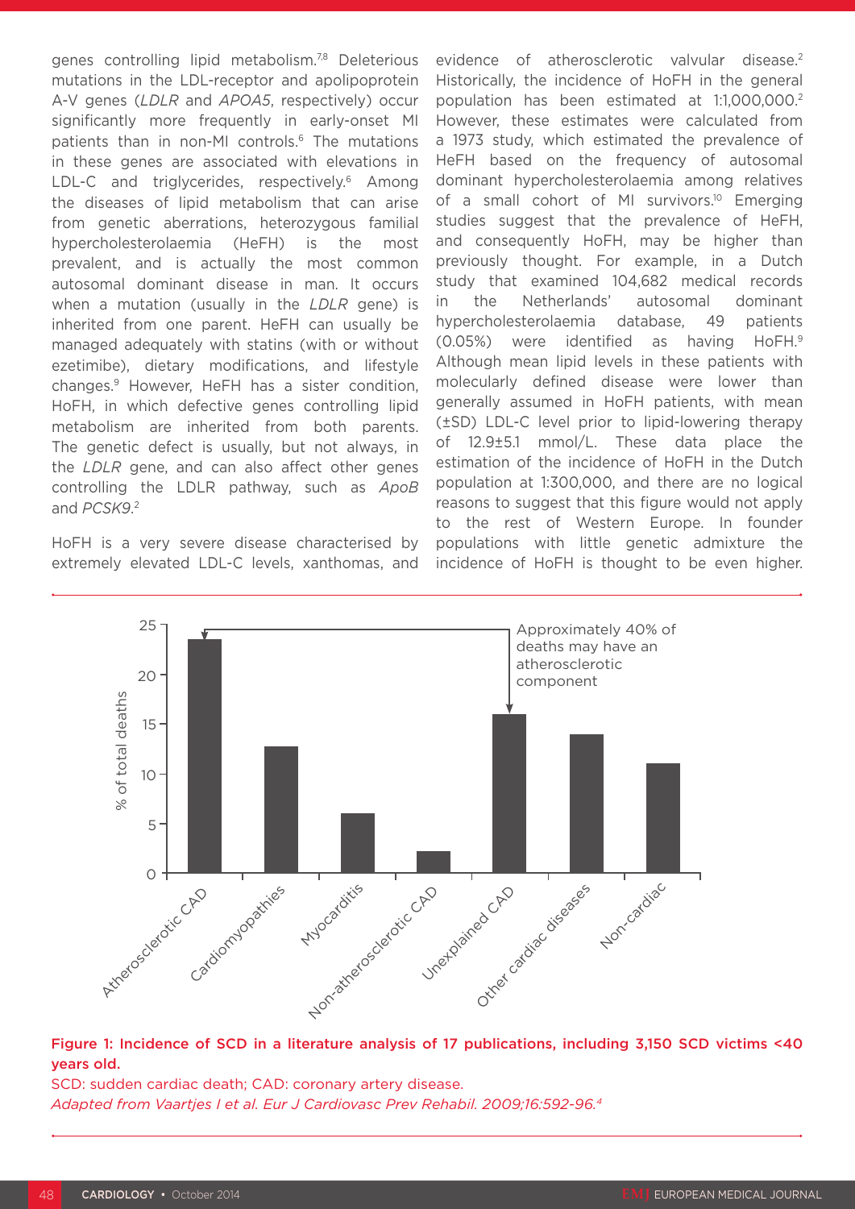genes controlling lipid metabolism.[7,8] Deleterious mutations in the LDL-receptor and apolipoprotein A-V genes (*LDLR* and *APOA5*, respectively) occur significantly more frequently in early-onset MI patients than in non-MI controls.[6] The mutations in these genes are associated with elevations in LDL-C and triglycerides, respectively.[6] Among the diseases of lipid metabolism that can arise from genetic aberrations, heterozygous familial hypercholesterolaemia (HeFH) is the most prevalent, and is actually the most common autosomal dominant disease in man. It occurs when a mutation (usually in the *LDLR* gene) is inherited from one parent. HeFH can usually be managed adequately with statins (with or without ezetimibe), dietary modifications, and lifestyle changes.[9] However, HeFH has a sister condition, HoFH, in which defective genes controlling lipid metabolism are inherited from both parents. The genetic defect is usually, but not always, in the *LDLR* gene, and can also affect other genes controlling the LDLR pathway, such as *ApoB* and *PCSK9*.[2]

HoFH is a very severe disease characterised by extremely elevated LDL-C levels, xanthomas, and evidence of atherosclerotic valvular disease.[2] Historically, the incidence of HoFH in the general population has been estimated at 1:1,000,000.[2] However, these estimates were calculated from a 1973 study, which estimated the prevalence of HeFH based on the frequency of autosomal dominant hypercholesterolaemia among relatives of a small cohort of MI survivors.[10] Emerging studies suggest that the prevalence of HeFH, and consequently HoFH, may be higher than previously thought. For example, in a Dutch study that examined 104,682 medical records in the Netherlands' autosomal dominant hypercholesterolaemia database, 49 patients (0.05%) were identified as having HoFH.[9] Although mean lipid levels in these patients with molecularly defined disease were lower than generally assumed in HoFH patients, with mean (±SD) LDL-C level prior to lipid-lowering therapy of 12.9±5.1 mmol/L. These data place the estimation of the incidence of HoFH in the Dutch population at 1:300,000, and there are no logical reasons to suggest that this figure would not apply to the rest of Western Europe. In founder populations with little genetic admixture the incidence of HoFH is thought to be even higher.

**Figure 1: Incidence of SCD in a literature analysis of 17 publications, including 3,150 SCD victims <40 years old.**

SCD: sudden cardiac death; CAD: coronary artery disease.

*Adapted from Vaartjes I et al. Eur J Cardiovasc Prev Rehabil. 2009;16:592-96.*[4]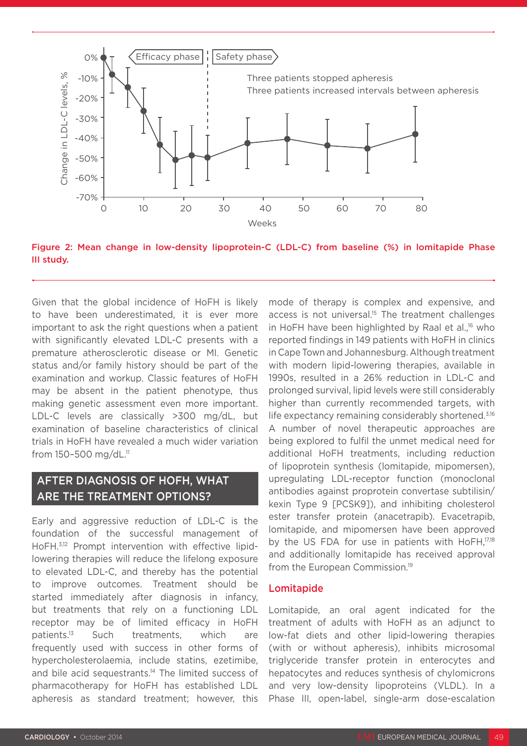Figure 2: Mean change in low-density lipoprotein-C (LDL-C) from baseline (%) in lomitapide Phase III study.

Given that the global incidence of HoFH is likely to have been underestimated, it is ever more important to ask the right questions when a patient with significantly elevated LDL-C presents with a premature atherosclerotic disease or MI. Genetic status and/or family history should be part of the examination and workup. Classic features of HoFH may be absent in the patient phenotype, thus making genetic assessment even more important. LDL-C levels are classically >300 mg/dL, but examination of baseline characteristics of clinical trials in HoFH have revealed a much wider variation from 150–500 mg/dL.[11]

## AFTER DIAGNOSIS OF HOFH, WHAT ARE THE TREATMENT OPTIONS?

Early and aggressive reduction of LDL-C is the foundation of the successful management of HoFH.[3,12] Prompt intervention with effective lipid-lowering therapies will reduce the lifelong exposure to elevated LDL-C, and thereby has the potential to improve outcomes. Treatment should be started immediately after diagnosis in infancy, but treatments that rely on a functioning LDL receptor may be of limited efficacy in HoFH patients.[13] Such treatments, which are frequently used with success in other forms of hypercholesterolaemia, include statins, ezetimibe, and bile acid sequestrants.[14] The limited success of pharmacotherapy for HoFH has established LDL apheresis as standard treatment; however, this mode of therapy is complex and expensive, and access is not universal.[15] The treatment challenges in HoFH have been highlighted by Raal et al.,[16] who reported findings in 149 patients with HoFH in clinics in Cape Town and Johannesburg. Although treatment with modern lipid-lowering therapies, available in 1990s, resulted in a 26% reduction in LDL-C and prolonged survival, lipid levels were still considerably higher than currently recommended targets, with life expectancy remaining considerably shortened.[3,16] A number of novel therapeutic approaches are being explored to fulfil the unmet medical need for additional HoFH treatments, including reduction of lipoprotein synthesis (lomitapide, mipomersen), upregulating LDL-receptor function (monoclonal antibodies against proprotein convertase subtilisin/kexin Type 9 [PCSK9]), and inhibiting cholesterol ester transfer protein (anacetrapib). Evacetrapib, lomitapide, and mipomersen have been approved by the US FDA for use in patients with HoFH,[17,18] and additionally lomitapide has received approval from the European Commission.[19]

### Lomitapide

Lomitapide, an oral agent indicated for the treatment of adults with HoFH as an adjunct to low-fat diets and other lipid-lowering therapies (with or without apheresis), inhibits microsomal triglyceride transfer protein in enterocytes and hepatocytes and reduces synthesis of chylomicrons and very low-density lipoproteins (VLDL). In a Phase III, open-label, single-arm dose-escalation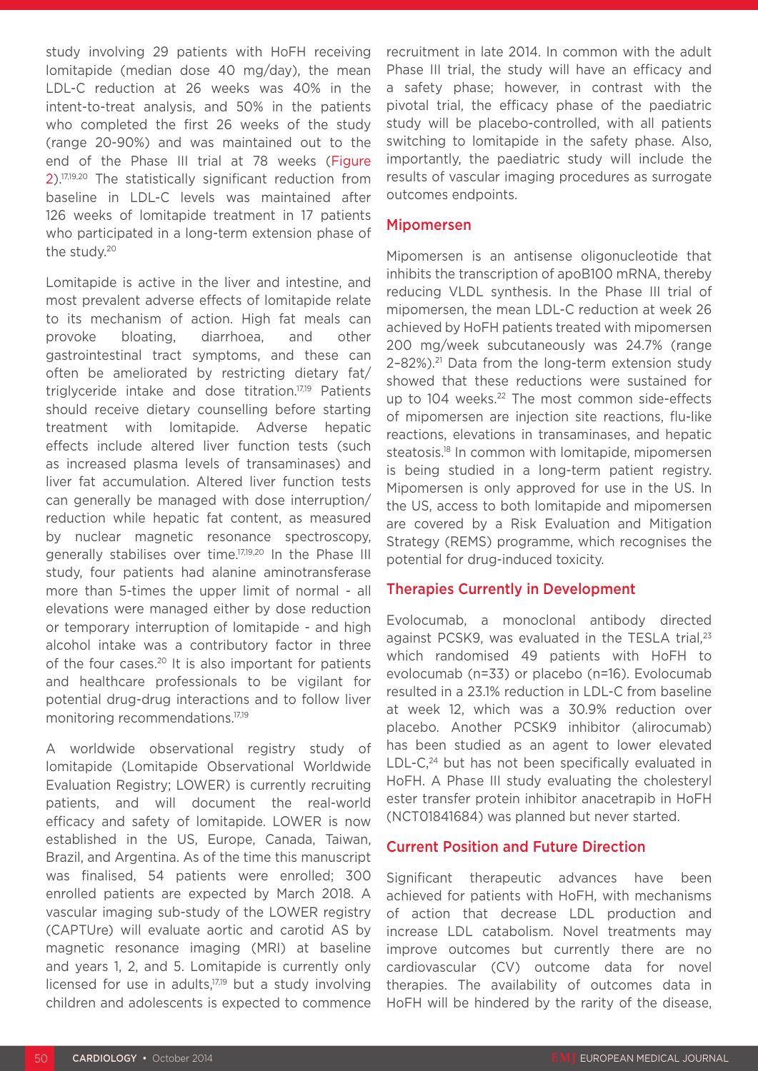study involving 29 patients with HoFH receiving lomitapide (median dose 40 mg/day), the mean LDL-C reduction at 26 weeks was 40% in the intent-to-treat analysis, and 50% in the patients who completed the first 26 weeks of the study (range 20-90%) and was maintained out to the end of the Phase III trial at 78 weeks (Figure 2).[17,19,20] The statistically significant reduction from baseline in LDL-C levels was maintained after 126 weeks of lomitapide treatment in 17 patients who participated in a long-term extension phase of the study.[20]

Lomitapide is active in the liver and intestine, and most prevalent adverse effects of lomitapide relate to its mechanism of action. High fat meals can provoke bloating, diarrhoea, and other gastrointestinal tract symptoms, and these can often be ameliorated by restricting dietary fat/triglyceride intake and dose titration.[17,19] Patients should receive dietary counselling before starting treatment with lomitapide. Adverse hepatic effects include altered liver function tests (such as increased plasma levels of transaminases) and liver fat accumulation. Altered liver function tests can generally be managed with dose interruption/reduction while hepatic fat content, as measured by nuclear magnetic resonance spectroscopy, generally stabilises over time.[17,19,20] In the Phase III study, four patients had alanine aminotransferase more than 5-times the upper limit of normal - all elevations were managed either by dose reduction or temporary interruption of lomitapide - and high alcohol intake was a contributory factor in three of the four cases.[20] It is also important for patients and healthcare professionals to be vigilant for potential drug-drug interactions and to follow liver monitoring recommendations.[17,19]

A worldwide observational registry study of lomitapide (Lomitapide Observational Worldwide Evaluation Registry; LOWER) is currently recruiting patients, and will document the real-world efficacy and safety of lomitapide. LOWER is now established in the US, Europe, Canada, Taiwan, Brazil, and Argentina. As of the time this manuscript was finalised, 54 patients were enrolled; 300 enrolled patients are expected by March 2018. A vascular imaging sub-study of the LOWER registry (CAPTURe) will evaluate aortic and carotid AS by magnetic resonance imaging (MRI) at baseline and years 1, 2, and 5. Lomitapide is currently only licensed for use in adults,[17,19] but a study involving children and adolescents is expected to commence recruitment in late 2014. In common with the adult Phase III trial, the study will have an efficacy and a safety phase; however, in contrast with the pivotal trial, the efficacy phase of the paediatric study will be placebo-controlled, with all patients switching to lomitapide in the safety phase. Also, importantly, the paediatric study will include the results of vascular imaging procedures as surrogate outcomes endpoints.

## Mipomersen

Mipomersen is an antisense oligonucleotide that inhibits the transcription of apoB100 mRNA, thereby reducing VLDL synthesis. In the Phase III trial of mipomersen, the mean LDL-C reduction at week 26 achieved by HoFH patients treated with mipomersen 200 mg/week subcutaneously was 24.7% (range 2–82%).[21] Data from the long-term extension study showed that these reductions were sustained for up to 104 weeks.[22] The most common side-effects of mipomersen are injection site reactions, flu-like reactions, elevations in transaminases, and hepatic steatosis.[18] In common with lomitapide, mipomersen is being studied in a long-term patient registry. Mipomersen is only approved for use in the US. In the US, access to both lomitapide and mipomersen are covered by a Risk Evaluation and Mitigation Strategy (REMS) programme, which recognises the potential for drug-induced toxicity.

## Therapies Currently in Development

Evolocumab, a monoclonal antibody directed against PCSK9, was evaluated in the TESLA trial,[23] which randomised 49 patients with HoFH to evolocumab (n=33) or placebo (n=16). Evolocumab resulted in a 23.1% reduction in LDL-C from baseline at week 12, which was a 30.9% reduction over placebo. Another PCSK9 inhibitor (alirocumab) has been studied as an agent to lower elevated LDL-C,[24] but has not been specifically evaluated in HoFH. A Phase III study evaluating the cholesteryl ester transfer protein inhibitor anacetrapib in HoFH (NCT01841684) was planned but never started.

## Current Position and Future Direction

Significant therapeutic advances have been achieved for patients with HoFH, with mechanisms of action that decrease LDL production and increase LDL catabolism. Novel treatments may improve outcomes but currently there are no cardiovascular (CV) outcome data for novel therapies. The availability of outcomes data in HoFH will be hindered by the rarity of the disease,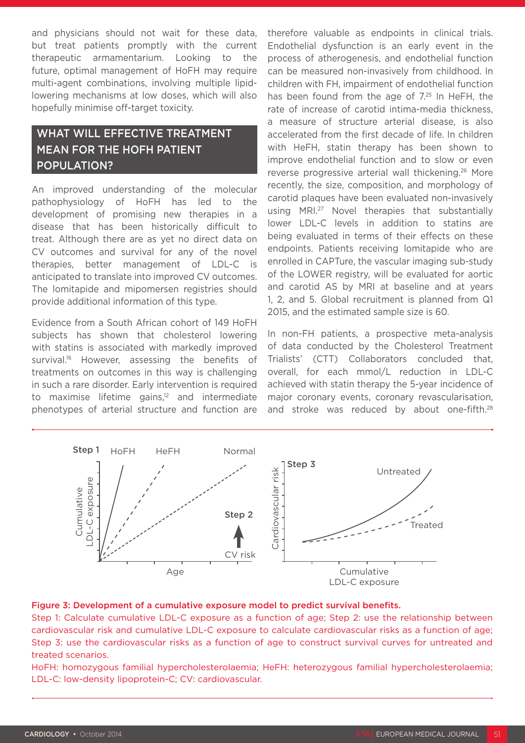and physicians should not wait for these data, but treat patients promptly with the current therapeutic armamentarium. Looking to the future, optimal management of HoFH may require multi-agent combinations, involving multiple lipid-lowering mechanisms at low doses, which will also hopefully minimise off-target toxicity.

## WHAT WILL EFFECTIVE TREATMENT MEAN FOR THE HOFH PATIENT POPULATION?

An improved understanding of the molecular pathophysiology of HoFH has led to the development of promising new therapies in a disease that has been historically difficult to treat. Although there are as yet no direct data on CV outcomes and survival for any of the novel therapies, better management of LDL-C is anticipated to translate into improved CV outcomes. The lomitapide and mipomersen registries should provide additional information of this type.

Evidence from a South African cohort of 149 HoFH subjects has shown that cholesterol lowering with statins is associated with markedly improved survival.[16] However, assessing the benefits of treatments on outcomes in this way is challenging in such a rare disorder. Early intervention is required to maximise lifetime gains,[12] and intermediate phenotypes of arterial structure and function are therefore valuable as endpoints in clinical trials. Endothelial dysfunction is an early event in the process of atherogenesis, and endothelial function can be measured non-invasively from childhood. In children with FH, impairment of endothelial function has been found from the age of 7.[25] In HeFH, the rate of increase of carotid intima-media thickness, a measure of structure arterial disease, is also accelerated from the first decade of life. In children with HeFH, statin therapy has been shown to improve endothelial function and to slow or even reverse progressive arterial wall thickening.[26] More recently, the size, composition, and morphology of carotid plaques have been evaluated non-invasively using MRI.[27] Novel therapies that substantially lower LDL-C levels in addition to statins are being evaluated in terms of their effects on these endpoints. Patients receiving lomitapide who are enrolled in CAPTure, the vascular imaging sub-study of the LOWER registry, will be evaluated for aortic and carotid AS by MRI at baseline and at years 1, 2, and 5. Global recruitment is planned from Q1 2015, and the estimated sample size is 60.

In non-FH patients, a prospective meta-analysis of data conducted by the Cholesterol Treatment Trialists' (CTT) Collaborators concluded that, overall, for each mmol/L reduction in LDL-C achieved with statin therapy the 5-year incidence of major coronary events, coronary revascularisation, and stroke was reduced by about one-fifth.[28]

**Figure 3: Development of a cumulative exposure model to predict survival benefits.**
Step 1: Calculate cumulative LDL-C exposure as a function of age; Step 2: use the relationship between cardiovascular risk and cumulative LDL-C exposure to calculate cardiovascular risks as a function of age; Step 3: use the cardiovascular risks as a function of age to construct survival curves for untreated and treated scenarios.
HoFH: homozygous familial hypercholesterolaemia; HeFH: heterozygous familial hypercholesterolaemia; LDL-C: low-density lipoprotein-C; CV: cardiovascular.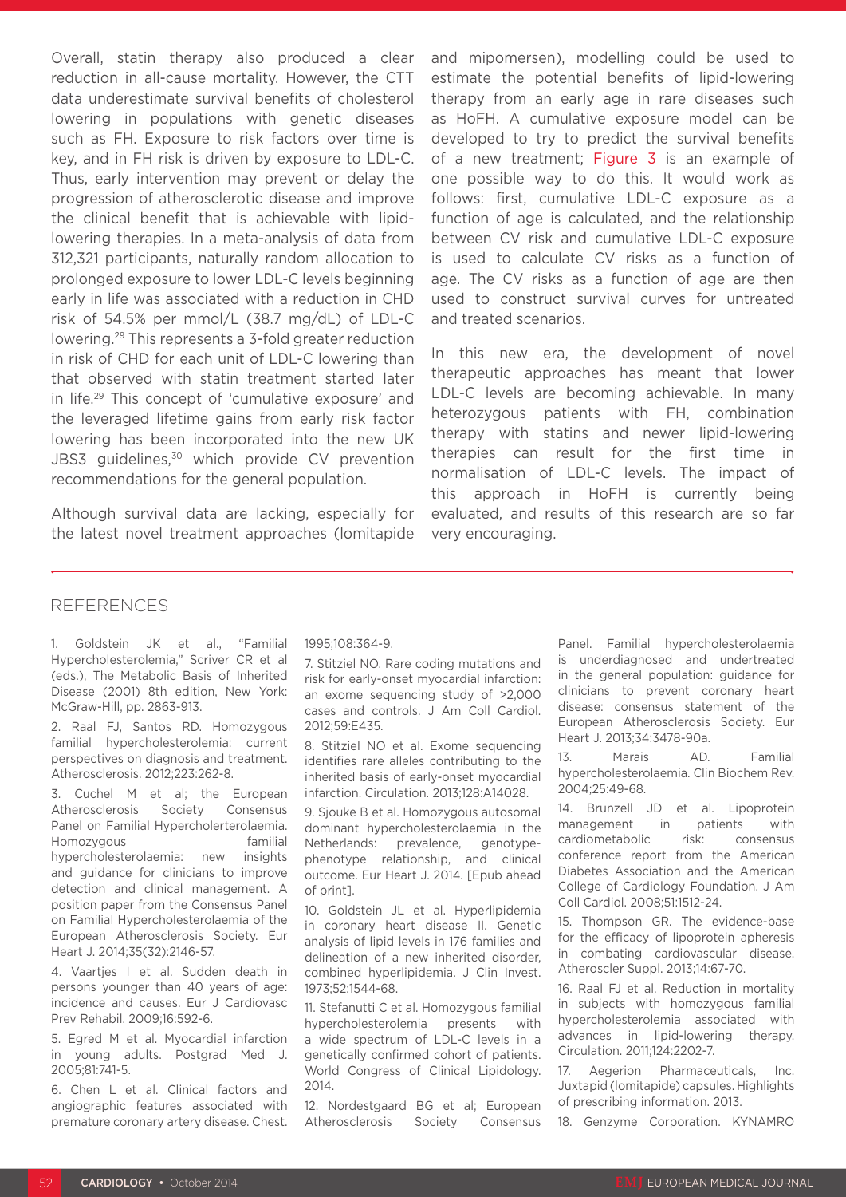Overall, statin therapy also produced a clear reduction in all-cause mortality. However, the CTT data underestimate survival benefits of cholesterol lowering in populations with genetic diseases such as FH. Exposure to risk factors over time is key, and in FH risk is driven by exposure to LDL-C. Thus, early intervention may prevent or delay the progression of atherosclerotic disease and improve the clinical benefit that is achievable with lipid-lowering therapies. In a meta-analysis of data from 312,321 participants, naturally random allocation to prolonged exposure to lower LDL-C levels beginning early in life was associated with a reduction in CHD risk of 54.5% per mmol/L (38.7 mg/dL) of LDL-C lowering.[29] This represents a 3-fold greater reduction in risk of CHD for each unit of LDL-C lowering than that observed with statin treatment started later in life.[29] This concept of 'cumulative exposure' and the leveraged lifetime gains from early risk factor lowering has been incorporated into the new UK JBS3 guidelines,[30] which provide CV prevention recommendations for the general population.

Although survival data are lacking, especially for the latest novel treatment approaches (lomitapide and mipomersen), modelling could be used to estimate the potential benefits of lipid-lowering therapy from an early age in rare diseases such as HoFH. A cumulative exposure model can be developed to try to predict the survival benefits of a new treatment; Figure 3 is an example of one possible way to do this. It would work as follows: first, cumulative LDL-C exposure as a function of age is calculated, and the relationship between CV risk and cumulative LDL-C exposure is used to calculate CV risks as a function of age. The CV risks as a function of age are then used to construct survival curves for untreated and treated scenarios.

In this new era, the development of novel therapeutic approaches has meant that lower LDL-C levels are becoming achievable. In many heterozygous patients with FH, combination therapy with statins and newer lipid-lowering therapies can result for the first time in normalisation of LDL-C levels. The impact of this approach in HoFH is currently being evaluated, and results of this research are so far very encouraging.

## REFERENCES

1. Goldstein JK et al., "Familial Hypercholesterolemia," Scriver CR et al (eds.), The Metabolic Basis of Inherited Disease (2001) 8th edition, New York: McGraw-Hill, pp. 2863-913.
2. Raal FJ, Santos RD. Homozygous familial hypercholesterolemia: current perspectives on diagnosis and treatment. Atherosclerosis. 2012;223:262-8.
3. Cuchel M et al; the European Atherosclerosis Society Consensus Panel on Familial Hypercholerterolaemia. Homozygous familial hypercholesterolaemia: new insights and guidance for clinicians to improve detection and clinical management. A position paper from the Consensus Panel on Familial Hypercholesterolaemia of the European Atherosclerosis Society. Eur Heart J. 2014;35(32):2146-57.
4. Vaartjes I et al. Sudden death in persons younger than 40 years of age: incidence and causes. Eur J Cardiovasc Prev Rehabil. 2009;16:592-6.
5. Egred M et al. Myocardial infarction in young adults. Postgrad Med J. 2005;81:741-5.
6. Chen L et al. Clinical factors and angiographic features associated with premature coronary artery disease. Chest. 1995;108:364-9.
7. Stitziel NO. Rare coding mutations and risk for early-onset myocardial infarction: an exome sequencing study of >2,000 cases and controls. J Am Coll Cardiol. 2012;59:E435.
8. Stitziel NO et al. Exome sequencing identifies rare alleles contributing to the inherited basis of early-onset myocardial infarction. Circulation. 2013;128:A14028.
9. Sjouke B et al. Homozygous autosomal dominant hypercholesterolaemia in the Netherlands: prevalence, genotype-phenotype relationship, and clinical outcome. Eur Heart J. 2014. [Epub ahead of print].
10. Goldstein JL et al. Hyperlipidemia in coronary heart disease II. Genetic analysis of lipid levels in 176 families and delineation of a new inherited disorder, combined hyperlipidemia. J Clin Invest. 1973;52:1544-68.
11. Stefanutti C et al. Homozygous familial hypercholesterolemia presents with a wide spectrum of LDL-C levels in a genetically confirmed cohort of patients. World Congress of Clinical Lipidology. 2014.
12. Nordestgaard BG et al; European Atherosclerosis Society Consensus Panel. Familial hypercholesterolaemia is underdiagnosed and undertreated in the general population: guidance for clinicians to prevent coronary heart disease: consensus statement of the European Atherosclerosis Society. Eur Heart J. 2013;34:3478-90a.
13. Marais AD. Familial hypercholesterolaemia. Clin Biochem Rev. 2004;25:49-68.
14. Brunzell JD et al. Lipoprotein management in patients with cardiometabolic risk: consensus conference report from the American Diabetes Association and the American College of Cardiology Foundation. J Am Coll Cardiol. 2008;51:1512-24.
15. Thompson GR. The evidence-base for the efficacy of lipoprotein apheresis in combating cardiovascular disease. Atheroscler Suppl. 2013;14:67-70.
16. Raal FJ et al. Reduction in mortality in subjects with homozygous familial hypercholesterolemia associated with advances in lipid-lowering therapy. Circulation. 2011;124:2202-7.
17. Aegerion Pharmaceuticals, Inc. Juxtapid (lomitapide) capsules. Highlights of prescribing information. 2013.
18. Genzyme Corporation. KYNAMRO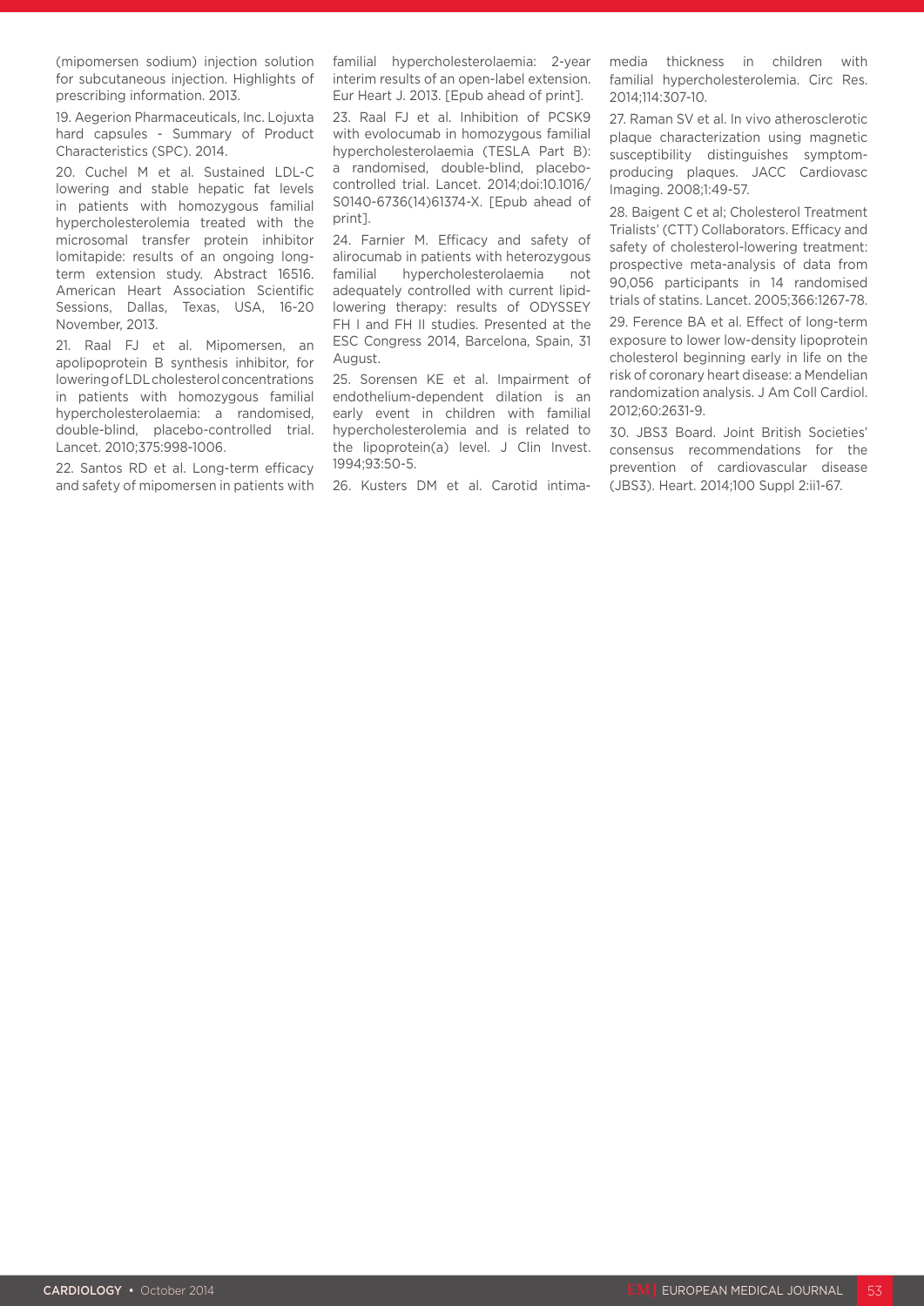(mipomersen sodium) injection solution for subcutaneous injection. Highlights of prescribing information. 2013.

19. Aegerion Pharmaceuticals, Inc. Lojuxta hard capsules - Summary of Product Characteristics (SPC). 2014.

20. Cuchel M et al. Sustained LDL-C lowering and stable hepatic fat levels in patients with homozygous familial hypercholesterolemia treated with the microsomal transfer protein inhibitor lomitapide: results of an ongoing long-term extension study. Abstract 16516. American Heart Association Scientific Sessions, Dallas, Texas, USA, 16-20 November, 2013.

21. Raal FJ et al. Mipomersen, an apolipoprotein B synthesis inhibitor, for lowering of LDL cholesterol concentrations in patients with homozygous familial hypercholesterolaemia: a randomised, double-blind, placebo-controlled trial. Lancet. 2010;375:998-1006.

22. Santos RD et al. Long-term efficacy and safety of mipomersen in patients with familial hypercholesterolaemia: 2-year interim results of an open-label extension. Eur Heart J. 2013. [Epub ahead of print].

23. Raal FJ et al. Inhibition of PCSK9 with evolocumab in homozygous familial hypercholesterolaemia (TESLA Part B): a randomised, double-blind, placebo-controlled trial. Lancet. 2014;doi:10.1016/S0140-6736(14)61374-X. [Epub ahead of print].

24. Farnier M. Efficacy and safety of alirocumab in patients with heterozygous familial hypercholesterolaemia not adequately controlled with current lipid-lowering therapy: results of ODYSSEY FH I and FH II studies. Presented at the ESC Congress 2014, Barcelona, Spain, 31 August.

25. Sorensen KE et al. Impairment of endothelium-dependent dilation is an early event in children with familial hypercholesterolemia and is related to the lipoprotein(a) level. J Clin Invest. 1994;93:50-5.

26. Kusters DM et al. Carotid intima-media thickness in children with familial hypercholesterolemia. Circ Res. 2014;114:307-10.

27. Raman SV et al. In vivo atherosclerotic plaque characterization using magnetic susceptibility distinguishes symptom-producing plaques. JACC Cardiovasc Imaging. 2008;1:49-57.

28. Baigent C et al; Cholesterol Treatment Trialists' (CTT) Collaborators. Efficacy and safety of cholesterol-lowering treatment: prospective meta-analysis of data from 90,056 participants in 14 randomised trials of statins. Lancet. 2005;366:1267-78.

29. Ference BA et al. Effect of long-term exposure to lower low-density lipoprotein cholesterol beginning early in life on the risk of coronary heart disease: a Mendelian randomization analysis. J Am Coll Cardiol. 2012;60:2631-9.

30. JBS3 Board. Joint British Societies' consensus recommendations for the prevention of cardiovascular disease (JBS3). Heart. 2014;100 Suppl 2:ii1-67.